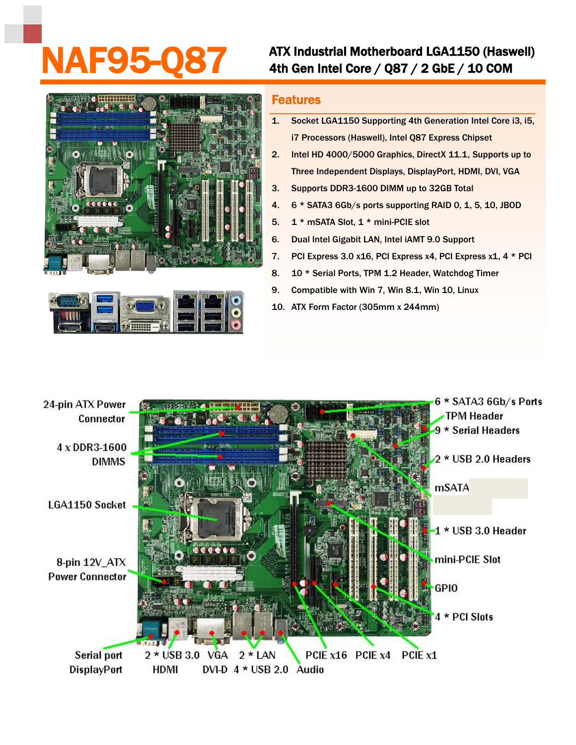# NAF95-Q87

**ATX Industrial Motherboard LGA1150 (Haswell)**
**4th Gen Intel Core / Q87 / 2 GbE / 10 COM**

## Features

1. Socket LGA1150 Supporting 4th Generation Intel Core i3, i5, i7 Processors (Haswell), Intel Q87 Express Chipset
2. Intel HD 4000/5000 Graphics, DirectX 11.1, Supports up to Three Independent Displays, DisplayPort, HDMI, DVI, VGA
3. Supports DDR3-1600 DIMM up to 32GB Total
4. 6 * SATA3 6Gb/s ports supporting RAID 0, 1, 5, 10, JBOD
5. 1 * mSATA Slot, 1 * mini-PCIE slot
6. Dual Intel Gigabit LAN, Intel iAMT 9.0 Support
7. PCI Express 3.0 x16, PCI Express x4, PCI Express x1, 4 * PCI
8. 10 * Serial Ports, TPM 1.2 Header, Watchdog Timer
9. Compatible with Win 7, Win 8.1, Win 10, Linux
10. ATX Form Factor (305mm x 244mm)

24-pin ATX Power Connector
4 x DDR3-1600 DIMMS
LGA1150 Socket
8-pin 12V_ATX Power Connector
Serial port
DisplayPort
2 * USB 3.0
HDMI
VGA
DVI-D
2 * LAN
4 * USB 2.0
Audio
PCIE x16
PCIE x4
PCIE x1
6 * SATA3 6Gb/s Ports
TPM Header
9 * Serial Headers
2 * USB 2.0 Headers
mSATA
1 * USB 3.0 Header
mini-PCIE Slot
GPIO
4 * PCI Slots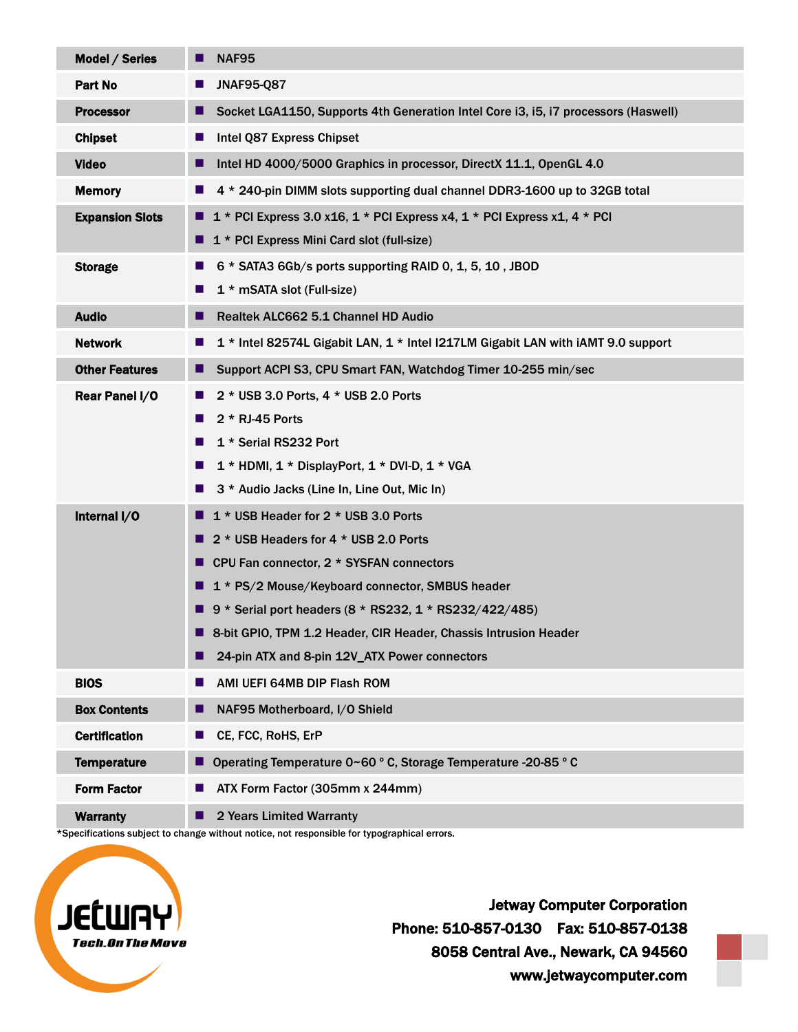| | |
|---|---|
| **Model / Series** | NAF95 |
| **Part No** | JNAF95-Q87 |
| **Processor** | Socket LGA1150, Supports 4th Generation Intel Core i3, i5, i7 processors (Haswell) |
| **Chipset** | Intel Q87 Express Chipset |
| **Video** | Intel HD 4000/5000 Graphics in processor, DirectX 11.1, OpenGL 4.0 |
| **Memory** | 4 * 240-pin DIMM slots supporting dual channel DDR3-1600 up to 32GB total |
| **Expansion Slots** | 1 * PCI Express 3.0 x16, 1 * PCI Express x4, 1 * PCI Express x1, 4 * PCI<br>1 * PCI Express Mini Card slot (full-size) |
| **Storage** | 6 * SATA3 6Gb/s ports supporting RAID 0, 1, 5, 10 , JBOD<br>1 * mSATA slot (Full-size) |
| **Audio** | Realtek ALC662 5.1 Channel HD Audio |
| **Network** | 1 * Intel 82574L Gigabit LAN, 1 * Intel I217LM Gigabit LAN with iAMT 9.0 support |
| **Other Features** | Support ACPI S3, CPU Smart FAN, Watchdog Timer 10-255 min/sec |
| **Rear Panel I/O** | 2 * USB 3.0 Ports, 4 * USB 2.0 Ports<br>2 * RJ-45 Ports<br>1 * Serial RS232 Port<br>1 * HDMI, 1 * DisplayPort, 1 * DVI-D, 1 * VGA<br>3 * Audio Jacks (Line In, Line Out, Mic In) |
| **Internal I/O** | 1 * USB Header for 2 * USB 3.0 Ports<br>2 * USB Headers for 4 * USB 2.0 Ports<br>CPU Fan connector, 2 * SYSFAN connectors<br>1 * PS/2 Mouse/Keyboard connector, SMBUS header<br>9 * Serial port headers (8 * RS232, 1 * RS232/422/485)<br>8-bit GPIO, TPM 1.2 Header, CIR Header, Chassis Intrusion Header<br>24-pin ATX and 8-pin 12V_ATX Power connectors |
| **BIOS** | AMI UEFI 64MB DIP Flash ROM |
| **Box Contents** | NAF95 Motherboard, I/O Shield |
| **Certification** | CE, FCC, RoHS, ErP |
| **Temperature** | Operating Temperature 0~60 ° C, Storage Temperature -20-85 ° C |
| **Form Factor** | ATX Form Factor (305mm x 244mm) |
| **Warranty** | 2 Years Limited Warranty |

*Specifications subject to change without notice, not responsible for typographical errors.

JETWAY *Tech.On The Move*

**Jetway Computer Corporation**
**Phone: 510-857-0130 Fax: 510-857-0138**
**8058 Central Ave., Newark, CA 94560**
**www.jetwaycomputer.com**